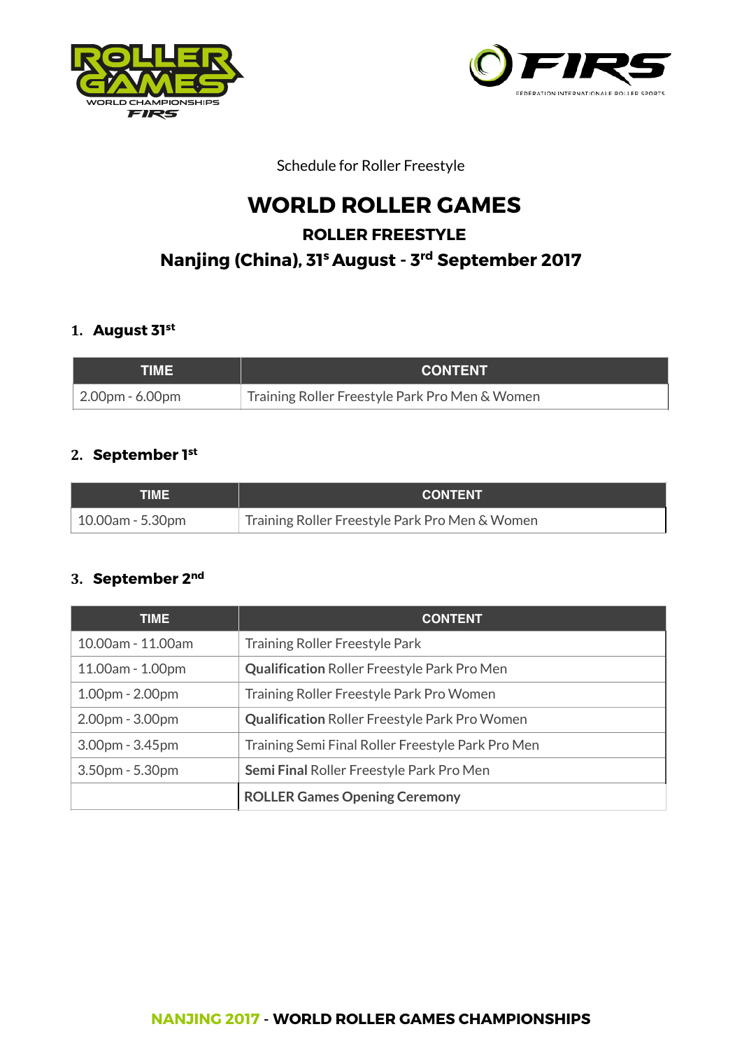Schedule for Roller Freestyle

# WORLD ROLLER GAMES

## ROLLER FREESTYLE

## Nanjing (China), 31s August - 3rd September 2017

### 1. August 31st

| TIME | CONTENT |
|---|---|
| 2.00pm - 6.00pm | Training Roller Freestyle Park Pro Men & Women |

### 2. September 1st

| TIME | CONTENT |
|---|---|
| 10.00am - 5.30pm | Training Roller Freestyle Park Pro Men & Women |

### 3. September 2nd

| TIME | CONTENT |
|---|---|
| 10.00am - 11.00am | Training Roller Freestyle Park |
| 11.00am - 1.00pm | **Qualification** Roller Freestyle Park Pro Men |
| 1.00pm - 2.00pm | Training Roller Freestyle Park Pro Women |
| 2.00pm - 3.00pm | **Qualification** Roller Freestyle Park Pro Women |
| 3.00pm - 3.45pm | Training Semi Final Roller Freestyle Park Pro Men |
| 3.50pm - 5.30pm | **Semi Final** Roller Freestyle Park Pro Men |
| | **ROLLER Games Opening Ceremony** |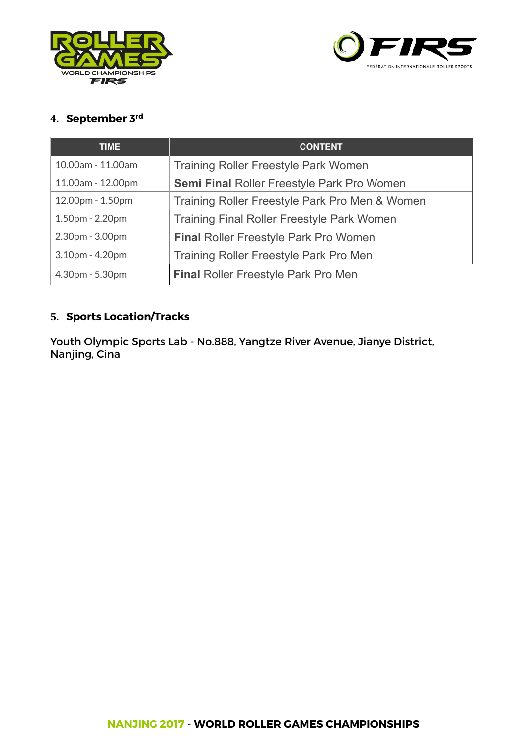4. **September 3rd**

| TIME | CONTENT |
|---|---|
| 10.00am - 11.00am | Training Roller Freestyle Park Women |
| 11.00am - 12.00pm | **Semi Final** Roller Freestyle Park Pro Women |
| 12.00pm - 1.50pm | Training Roller Freestyle Park Pro Men & Women |
| 1.50pm - 2.20pm | Training Final Roller Freestyle Park Women |
| 2.30pm - 3.00pm | **Final** Roller Freestyle Park Pro Women |
| 3.10pm - 4.20pm | Training Roller Freestyle Park Pro Men |
| 4.30pm - 5.30pm | **Final** Roller Freestyle Park Pro Men |

5. **Sports Location/Tracks**

Youth Olympic Sports Lab - No.888, Yangtze River Avenue, Jianye District, Nanjing, Cina